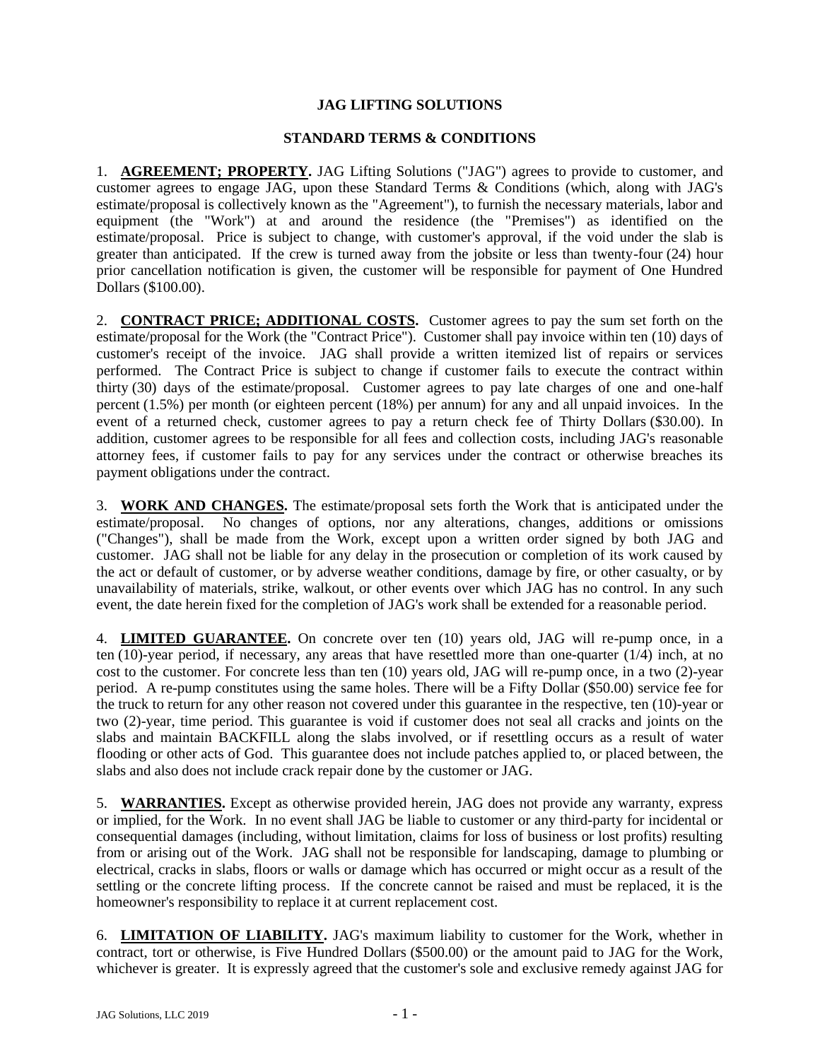**JAG LIFTING SOLUTIONS**

**STANDARD TERMS & CONDITIONS**

1. **AGREEMENT; PROPERTY.** JAG Lifting Solutions ("JAG") agrees to provide to customer, and customer agrees to engage JAG, upon these Standard Terms & Conditions (which, along with JAG's estimate/proposal is collectively known as the "Agreement"), to furnish the necessary materials, labor and equipment (the "Work") at and around the residence (the "Premises") as identified on the estimate/proposal. Price is subject to change, with customer's approval, if the void under the slab is greater than anticipated. If the crew is turned away from the jobsite or less than twenty-four (24) hour prior cancellation notification is given, the customer will be responsible for payment of One Hundred Dollars ($100.00).

2. **CONTRACT PRICE; ADDITIONAL COSTS.** Customer agrees to pay the sum set forth on the estimate/proposal for the Work (the "Contract Price"). Customer shall pay invoice within ten (10) days of customer's receipt of the invoice. JAG shall provide a written itemized list of repairs or services performed. The Contract Price is subject to change if customer fails to execute the contract within thirty (30) days of the estimate/proposal. Customer agrees to pay late charges of one and one-half percent (1.5%) per month (or eighteen percent (18%) per annum) for any and all unpaid invoices. In the event of a returned check, customer agrees to pay a return check fee of Thirty Dollars ($30.00). In addition, customer agrees to be responsible for all fees and collection costs, including JAG's reasonable attorney fees, if customer fails to pay for any services under the contract or otherwise breaches its payment obligations under the contract.

3. **WORK AND CHANGES.** The estimate/proposal sets forth the Work that is anticipated under the estimate/proposal. No changes of options, nor any alterations, changes, additions or omissions ("Changes"), shall be made from the Work, except upon a written order signed by both JAG and customer. JAG shall not be liable for any delay in the prosecution or completion of its work caused by the act or default of customer, or by adverse weather conditions, damage by fire, or other casualty, or by unavailability of materials, strike, walkout, or other events over which JAG has no control. In any such event, the date herein fixed for the completion of JAG's work shall be extended for a reasonable period.

4. **LIMITED GUARANTEE.** On concrete over ten (10) years old, JAG will re-pump once, in a ten (10)-year period, if necessary, any areas that have resettled more than one-quarter (1/4) inch, at no cost to the customer. For concrete less than ten (10) years old, JAG will re-pump once, in a two (2)-year period. A re-pump constitutes using the same holes. There will be a Fifty Dollar ($50.00) service fee for the truck to return for any other reason not covered under this guarantee in the respective, ten (10)-year or two (2)-year, time period. This guarantee is void if customer does not seal all cracks and joints on the slabs and maintain BACKFILL along the slabs involved, or if resettling occurs as a result of water flooding or other acts of God. This guarantee does not include patches applied to, or placed between, the slabs and also does not include crack repair done by the customer or JAG.

5. **WARRANTIES.** Except as otherwise provided herein, JAG does not provide any warranty, express or implied, for the Work. In no event shall JAG be liable to customer or any third-party for incidental or consequential damages (including, without limitation, claims for loss of business or lost profits) resulting from or arising out of the Work. JAG shall not be responsible for landscaping, damage to plumbing or electrical, cracks in slabs, floors or walls or damage which has occurred or might occur as a result of the settling or the concrete lifting process. If the concrete cannot be raised and must be replaced, it is the homeowner's responsibility to replace it at current replacement cost.

6. **LIMITATION OF LIABILITY.** JAG's maximum liability to customer for the Work, whether in contract, tort or otherwise, is Five Hundred Dollars ($500.00) or the amount paid to JAG for the Work, whichever is greater. It is expressly agreed that the customer's sole and exclusive remedy against JAG for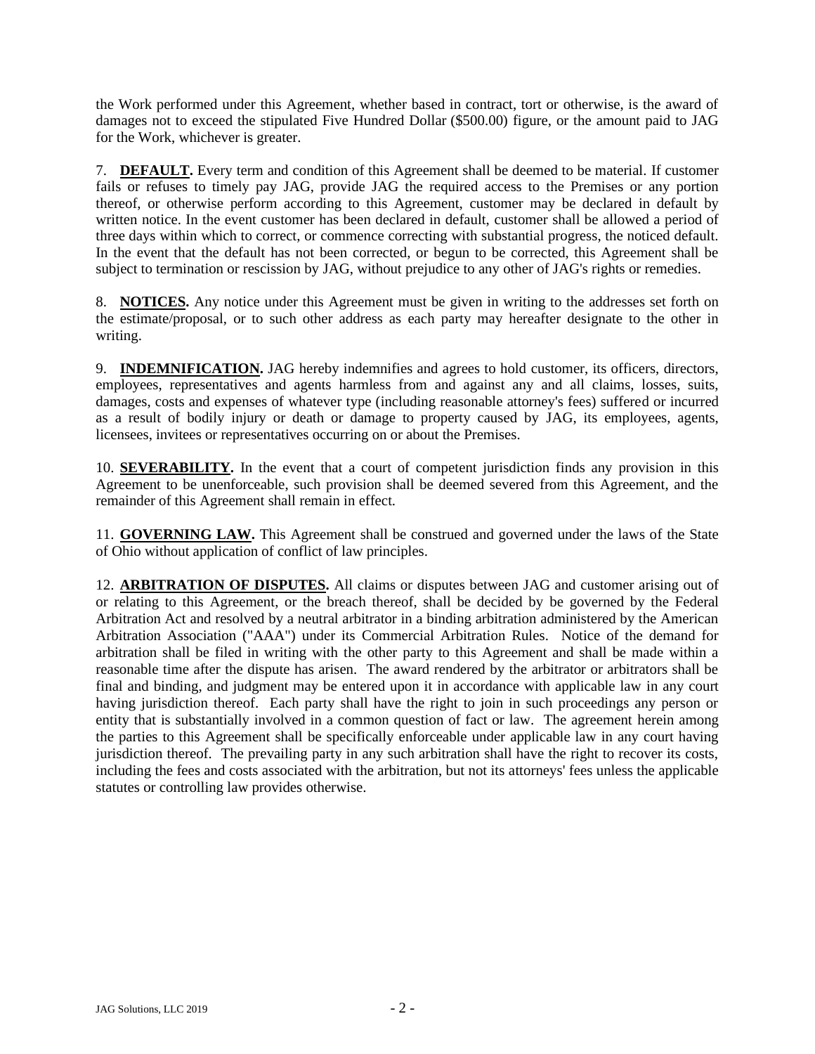the Work performed under this Agreement, whether based in contract, tort or otherwise, is the award of damages not to exceed the stipulated Five Hundred Dollar ($500.00) figure, or the amount paid to JAG for the Work, whichever is greater.

7. **DEFAULT.** Every term and condition of this Agreement shall be deemed to be material. If customer fails or refuses to timely pay JAG, provide JAG the required access to the Premises or any portion thereof, or otherwise perform according to this Agreement, customer may be declared in default by written notice. In the event customer has been declared in default, customer shall be allowed a period of three days within which to correct, or commence correcting with substantial progress, the noticed default. In the event that the default has not been corrected, or begun to be corrected, this Agreement shall be subject to termination or rescission by JAG, without prejudice to any other of JAG's rights or remedies.

8. **NOTICES.** Any notice under this Agreement must be given in writing to the addresses set forth on the estimate/proposal, or to such other address as each party may hereafter designate to the other in writing.

9. **INDEMNIFICATION.** JAG hereby indemnifies and agrees to hold customer, its officers, directors, employees, representatives and agents harmless from and against any and all claims, losses, suits, damages, costs and expenses of whatever type (including reasonable attorney's fees) suffered or incurred as a result of bodily injury or death or damage to property caused by JAG, its employees, agents, licensees, invitees or representatives occurring on or about the Premises.

10. **SEVERABILITY.** In the event that a court of competent jurisdiction finds any provision in this Agreement to be unenforceable, such provision shall be deemed severed from this Agreement, and the remainder of this Agreement shall remain in effect.

11. **GOVERNING LAW.** This Agreement shall be construed and governed under the laws of the State of Ohio without application of conflict of law principles.

12. **ARBITRATION OF DISPUTES.** All claims or disputes between JAG and customer arising out of or relating to this Agreement, or the breach thereof, shall be decided by be governed by the Federal Arbitration Act and resolved by a neutral arbitrator in a binding arbitration administered by the American Arbitration Association ("AAA") under its Commercial Arbitration Rules. Notice of the demand for arbitration shall be filed in writing with the other party to this Agreement and shall be made within a reasonable time after the dispute has arisen. The award rendered by the arbitrator or arbitrators shall be final and binding, and judgment may be entered upon it in accordance with applicable law in any court having jurisdiction thereof. Each party shall have the right to join in such proceedings any person or entity that is substantially involved in a common question of fact or law. The agreement herein among the parties to this Agreement shall be specifically enforceable under applicable law in any court having jurisdiction thereof. The prevailing party in any such arbitration shall have the right to recover its costs, including the fees and costs associated with the arbitration, but not its attorneys' fees unless the applicable statutes or controlling law provides otherwise.